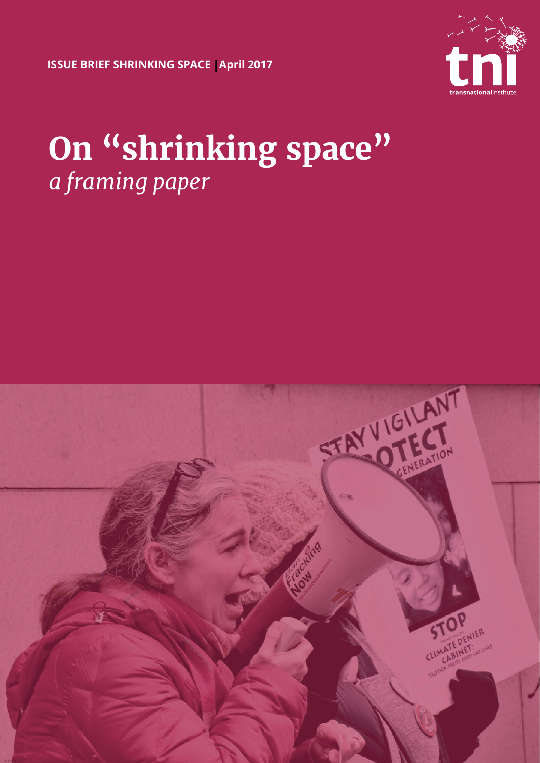**ISSUE BRIEF SHRINKING SPACE | April 2017**

transnationalinstitute

# On "shrinking space"

*a framing paper*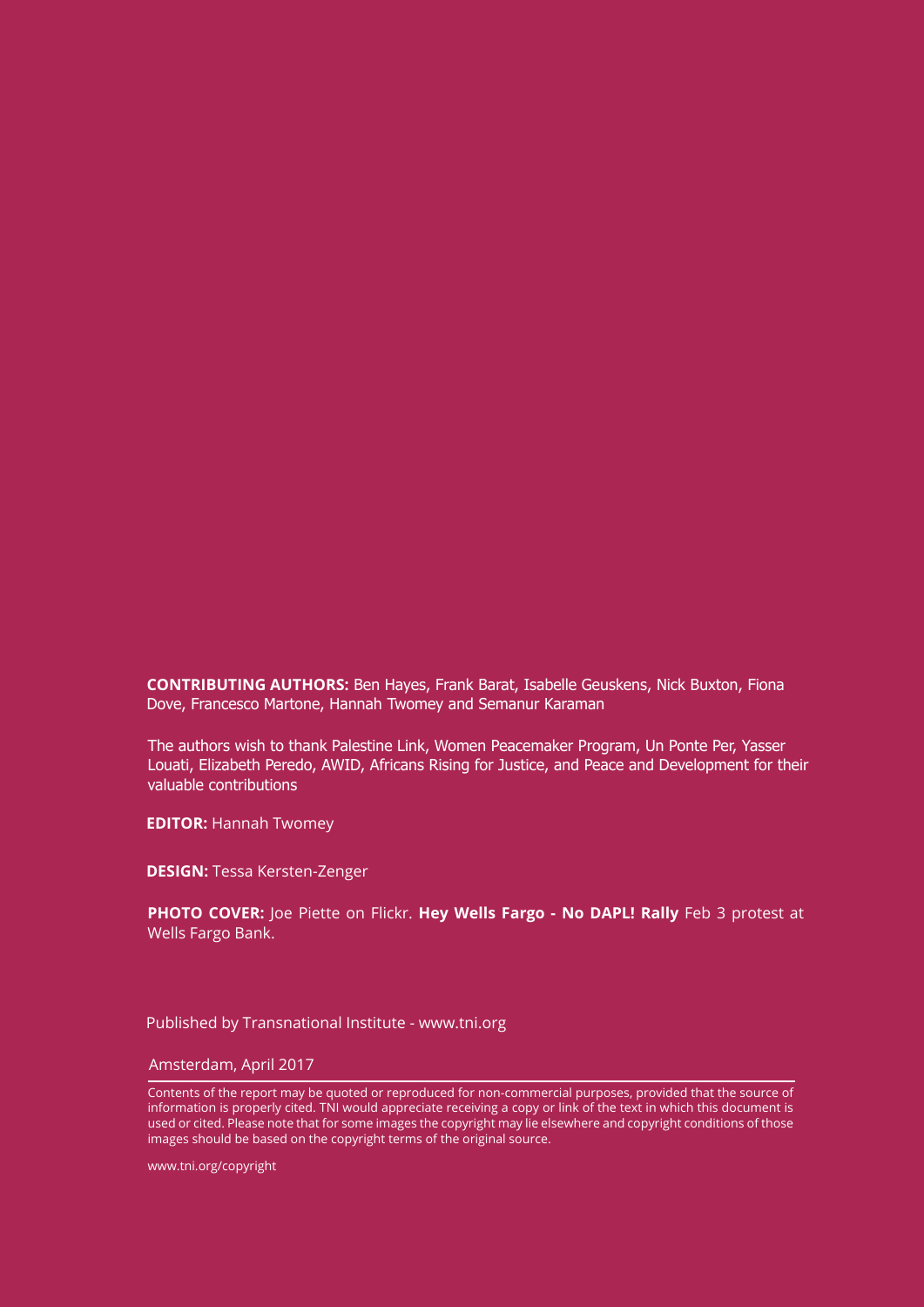**CONTRIBUTING AUTHORS:** Ben Hayes, Frank Barat, Isabelle Geuskens, Nick Buxton, Fiona Dove, Francesco Martone, Hannah Twomey and Semanur Karaman

The authors wish to thank Palestine Link, Women Peacemaker Program, Un Ponte Per, Yasser Louati, Elizabeth Peredo, AWID, Africans Rising for Justice, and Peace and Development for their valuable contributions

**EDITOR:** Hannah Twomey

**DESIGN:** Tessa Kersten-Zenger

**PHOTO COVER:** Joe Piette on Flickr. **Hey Wells Fargo - No DAPL! Rally** Feb 3 protest at Wells Fargo Bank.

Published by Transnational Institute - www.tni.org

Amsterdam, April 2017

Contents of the report may be quoted or reproduced for non-commercial purposes, provided that the source of information is properly cited. TNI would appreciate receiving a copy or link of the text in which this document is used or cited. Please note that for some images the copyright may lie elsewhere and copyright conditions of those images should be based on the copyright terms of the original source.

www.tni.org/copyright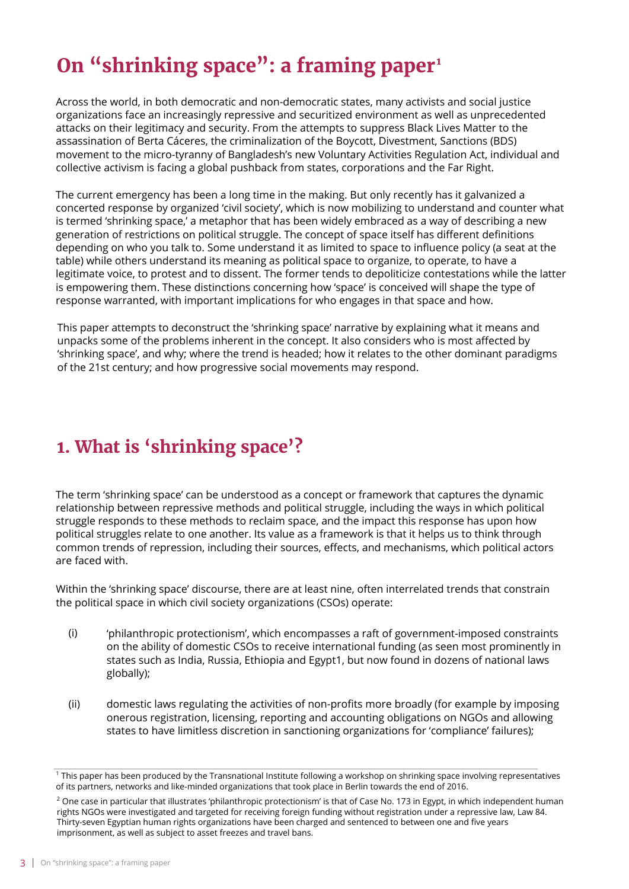# On "shrinking space": a framing paper[1]

Across the world, in both democratic and non-democratic states, many activists and social justice organizations face an increasingly repressive and securitized environment as well as unprecedented attacks on their legitimacy and security. From the attempts to suppress Black Lives Matter to the assassination of Berta Cáceres, the criminalization of the Boycott, Divestment, Sanctions (BDS) movement to the micro-tyranny of Bangladesh's new Voluntary Activities Regulation Act, individual and collective activism is facing a global pushback from states, corporations and the Far Right.

The current emergency has been a long time in the making. But only recently has it galvanized a concerted response by organized 'civil society', which is now mobilizing to understand and counter what is termed 'shrinking space,' a metaphor that has been widely embraced as a way of describing a new generation of restrictions on political struggle. The concept of space itself has different definitions depending on who you talk to. Some understand it as limited to space to influence policy (a seat at the table) while others understand its meaning as political space to organize, to operate, to have a legitimate voice, to protest and to dissent. The former tends to depoliticize contestations while the latter is empowering them. These distinctions concerning how 'space' is conceived will shape the type of response warranted, with important implications for who engages in that space and how.

This paper attempts to deconstruct the 'shrinking space' narrative by explaining what it means and unpacks some of the problems inherent in the concept. It also considers who is most affected by 'shrinking space', and why; where the trend is headed; how it relates to the other dominant paradigms of the 21st century; and how progressive social movements may respond.

## 1. What is 'shrinking space'?

The term 'shrinking space' can be understood as a concept or framework that captures the dynamic relationship between repressive methods and political struggle, including the ways in which political struggle responds to these methods to reclaim space, and the impact this response has upon how political struggles relate to one another. Its value as a framework is that it helps us to think through common trends of repression, including their sources, effects, and mechanisms, which political actors are faced with.

Within the 'shrinking space' discourse, there are at least nine, often interrelated trends that constrain the political space in which civil society organizations (CSOs) operate:

(i) 'philanthropic protectionism', which encompasses a raft of government-imposed constraints on the ability of domestic CSOs to receive international funding (as seen most prominently in states such as India, Russia, Ethiopia and Egypt1, but now found in dozens of national laws globally);

(ii) domestic laws regulating the activities of non-profits more broadly (for example by imposing onerous registration, licensing, reporting and accounting obligations on NGOs and allowing states to have limitless discretion in sanctioning organizations for 'compliance' failures);

[1] This paper has been produced by the Transnational Institute following a workshop on shrinking space involving representatives of its partners, networks and like-minded organizations that took place in Berlin towards the end of 2016.

[2] One case in particular that illustrates 'philanthropic protectionism' is that of Case No. 173 in Egypt, in which independent human rights NGOs were investigated and targeted for receiving foreign funding without registration under a repressive law, Law 84. Thirty-seven Egyptian human rights organizations have been charged and sentenced to between one and five years imprisonment, as well as subject to asset freezes and travel bans.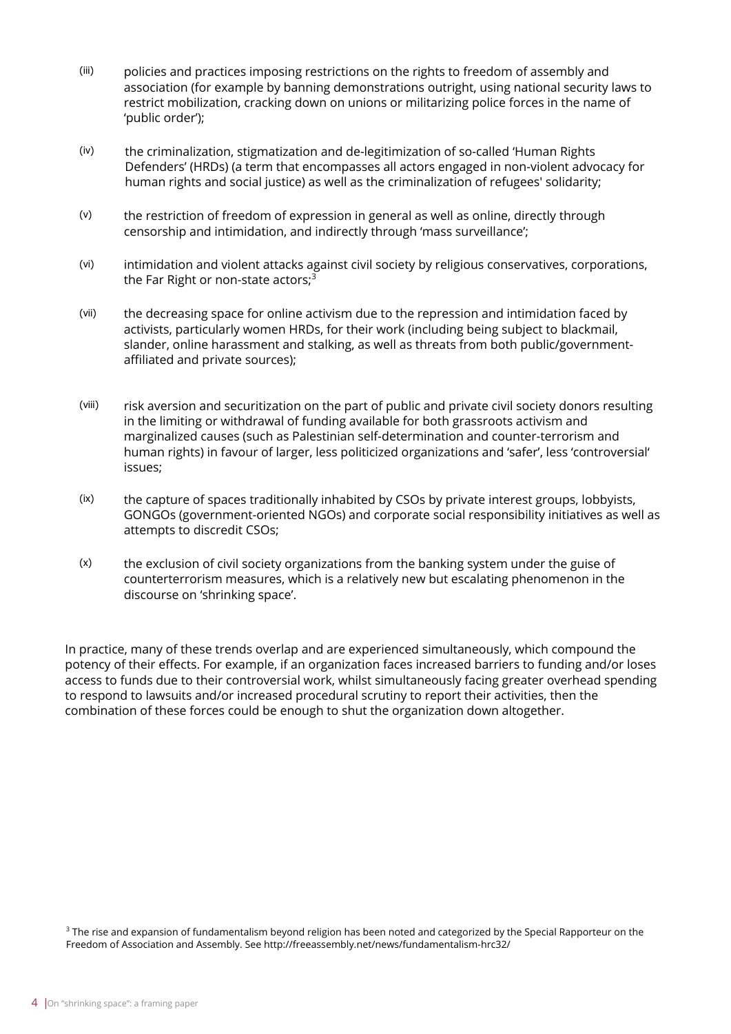(iii) policies and practices imposing restrictions on the rights to freedom of assembly and association (for example by banning demonstrations outright, using national security laws to restrict mobilization, cracking down on unions or militarizing police forces in the name of 'public order');

(iv) the criminalization, stigmatization and de-legitimization of so-called 'Human Rights Defenders' (HRDs) (a term that encompasses all actors engaged in non-violent advocacy for human rights and social justice) as well as the criminalization of refugees' solidarity;

(v) the restriction of freedom of expression in general as well as online, directly through censorship and intimidation, and indirectly through 'mass surveillance';

(vi) intimidation and violent attacks against civil society by religious conservatives, corporations, the Far Right or non-state actors;[3]

(vii) the decreasing space for online activism due to the repression and intimidation faced by activists, particularly women HRDs, for their work (including being subject to blackmail, slander, online harassment and stalking, as well as threats from both public/government-affiliated and private sources);

(viii) risk aversion and securitization on the part of public and private civil society donors resulting in the limiting or withdrawal of funding available for both grassroots activism and marginalized causes (such as Palestinian self-determination and counter-terrorism and human rights) in favour of larger, less politicized organizations and 'safer', less 'controversial' issues;

(ix) the capture of spaces traditionally inhabited by CSOs by private interest groups, lobbyists, GONGOs (government-oriented NGOs) and corporate social responsibility initiatives as well as attempts to discredit CSOs;

(x) the exclusion of civil society organizations from the banking system under the guise of counterterrorism measures, which is a relatively new but escalating phenomenon in the discourse on 'shrinking space'.

In practice, many of these trends overlap and are experienced simultaneously, which compound the potency of their effects. For example, if an organization faces increased barriers to funding and/or loses access to funds due to their controversial work, whilst simultaneously facing greater overhead spending to respond to lawsuits and/or increased procedural scrutiny to report their activities, then the combination of these forces could be enough to shut the organization down altogether.

[3] The rise and expansion of fundamentalism beyond religion has been noted and categorized by the Special Rapporteur on the Freedom of Association and Assembly. See http://freeassembly.net/news/fundamentalism-hrc32/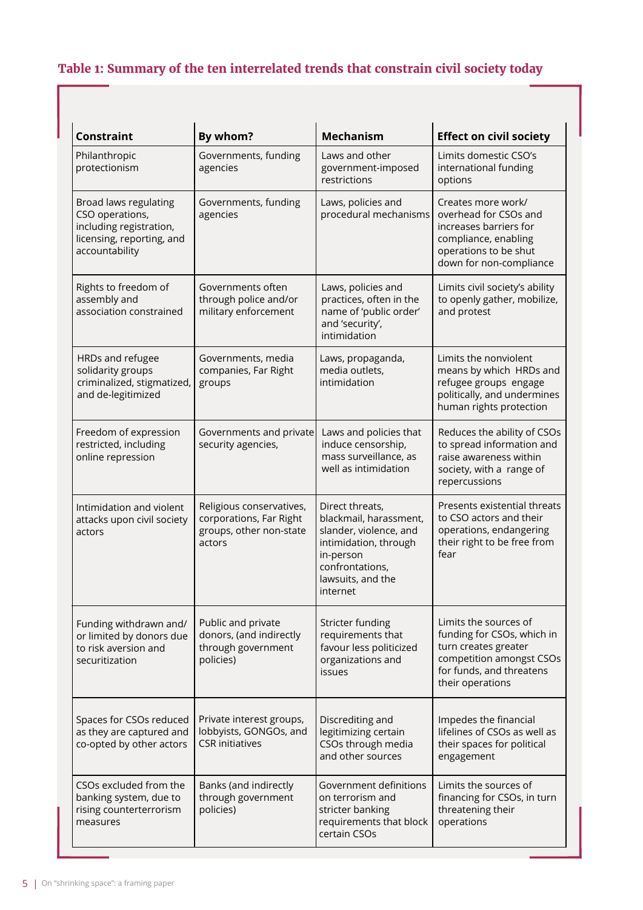### Table 1: Summary of the ten interrelated trends that constrain civil society today

| Constraint | By whom? | Mechanism | Effect on civil society |
|---|---|---|---|
| Philanthropic protectionism | Governments, funding agencies | Laws and other government-imposed restrictions | Limits domestic CSO's international funding options |
| Broad laws regulating CSO operations, including registration, licensing, reporting, and accountability | Governments, funding agencies | Laws, policies and procedural mechanisms | Creates more work/ overhead for CSOs and increases barriers for compliance, enabling operations to be shut down for non-compliance |
| Rights to freedom of assembly and association constrained | Governments often through police and/or military enforcement | Laws, policies and practices, often in the name of 'public order' and 'security', intimidation | Limits civil society's ability to openly gather, mobilize, and protest |
| HRDs and refugee solidarity groups criminalized, stigmatized, and de-legitimized | Governments, media companies, Far Right groups | Laws, propaganda, media outlets, intimidation | Limits the nonviolent means by which HRDs and refugee groups engage politically, and undermines human rights protection |
| Freedom of expression restricted, including online repression | Governments and private security agencies, | Laws and policies that induce censorship, mass surveillance, as well as intimidation | Reduces the ability of CSOs to spread information and raise awareness within society, with a range of repercussions |
| Intimidation and violent attacks upon civil society actors | Religious conservatives, corporations, Far Right groups, other non-state actors | Direct threats, blackmail, harassment, slander, violence, and intimidation, through in-person confrontations, lawsuits, and the internet | Presents existential threats to CSO actors and their operations, endangering their right to be free from fear |
| Funding withdrawn and/ or limited by donors due to risk aversion and securitization | Public and private donors, (and indirectly through government policies) | Stricter funding requirements that favour less politicized organizations and issues | Limits the sources of funding for CSOs, which in turn creates greater competition amongst CSOs for funds, and threatens their operations |
| Spaces for CSOs reduced as they are captured and co-opted by other actors | Private interest groups, lobbyists, GONGOs, and CSR initiatives | Discrediting and legitimizing certain CSOs through media and other sources | Impedes the financial lifelines of CSOs as well as their spaces for political engagement |
| CSOs excluded from the banking system, due to rising counterterrorism measures | Banks (and indirectly through government policies) | Government definitions on terrorism and stricter banking requirements that block certain CSOs | Limits the sources of financing for CSOs, in turn threatening their operations |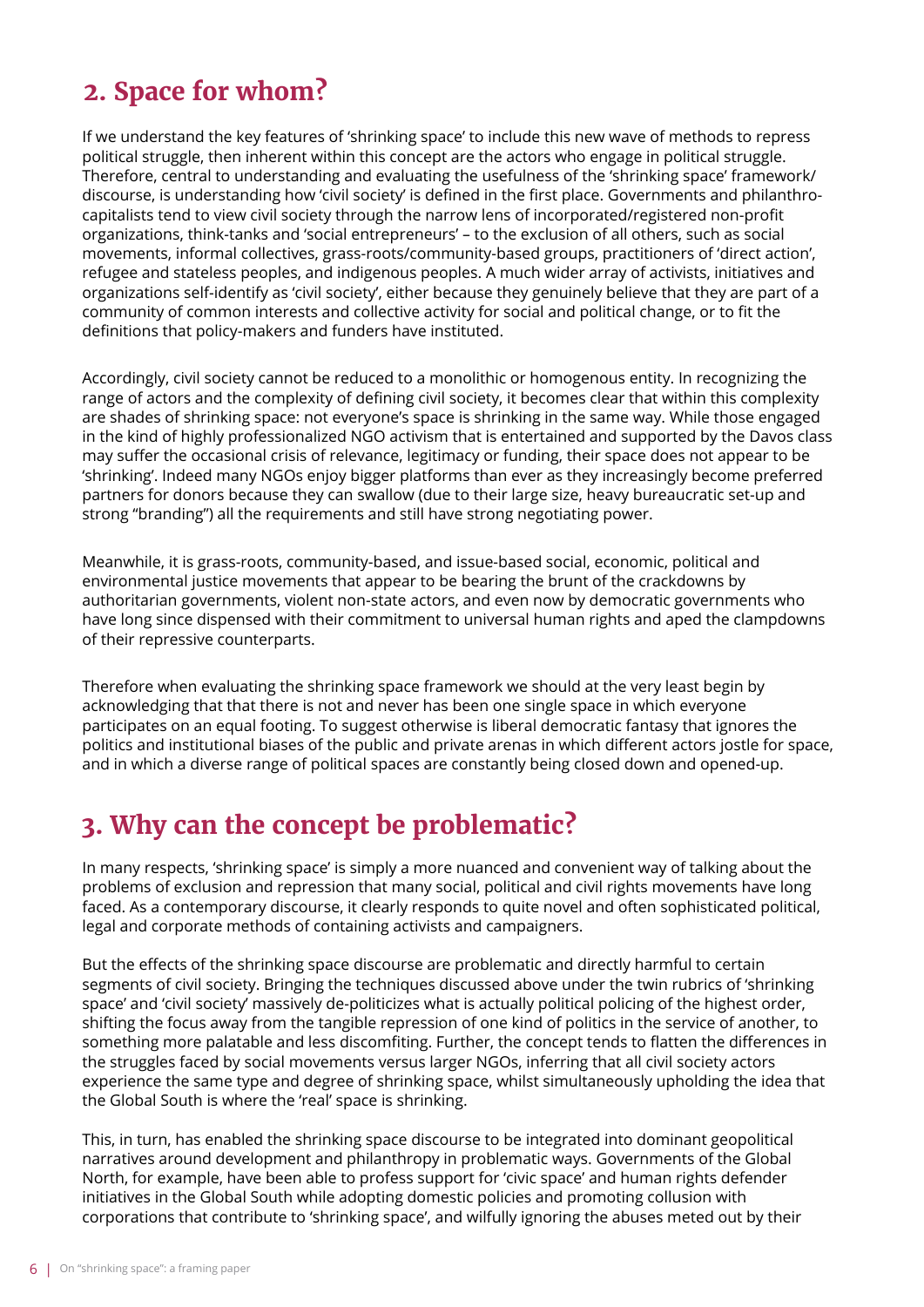## 2. Space for whom?

If we understand the key features of 'shrinking space' to include this new wave of methods to repress political struggle, then inherent within this concept are the actors who engage in political struggle. Therefore, central to understanding and evaluating the usefulness of the 'shrinking space' framework/ discourse, is understanding how 'civil society' is defined in the first place. Governments and philanthro-capitalists tend to view civil society through the narrow lens of incorporated/registered non-profit organizations, think-tanks and 'social entrepreneurs' – to the exclusion of all others, such as social movements, informal collectives, grass-roots/community-based groups, practitioners of 'direct action', refugee and stateless peoples, and indigenous peoples. A much wider array of activists, initiatives and organizations self-identify as 'civil society', either because they genuinely believe that they are part of a community of common interests and collective activity for social and political change, or to fit the definitions that policy-makers and funders have instituted.

Accordingly, civil society cannot be reduced to a monolithic or homogenous entity. In recognizing the range of actors and the complexity of defining civil society, it becomes clear that within this complexity are shades of shrinking space: not everyone's space is shrinking in the same way. While those engaged in the kind of highly professionalized NGO activism that is entertained and supported by the Davos class may suffer the occasional crisis of relevance, legitimacy or funding, their space does not appear to be 'shrinking'. Indeed many NGOs enjoy bigger platforms than ever as they increasingly become preferred partners for donors because they can swallow (due to their large size, heavy bureaucratic set-up and strong "branding") all the requirements and still have strong negotiating power.

Meanwhile, it is grass-roots, community-based, and issue-based social, economic, political and environmental justice movements that appear to be bearing the brunt of the crackdowns by authoritarian governments, violent non-state actors, and even now by democratic governments who have long since dispensed with their commitment to universal human rights and aped the clampdowns of their repressive counterparts.

Therefore when evaluating the shrinking space framework we should at the very least begin by acknowledging that that there is not and never has been one single space in which everyone participates on an equal footing. To suggest otherwise is liberal democratic fantasy that ignores the politics and institutional biases of the public and private arenas in which different actors jostle for space, and in which a diverse range of political spaces are constantly being closed down and opened-up.

## 3. Why can the concept be problematic?

In many respects, 'shrinking space' is simply a more nuanced and convenient way of talking about the problems of exclusion and repression that many social, political and civil rights movements have long faced. As a contemporary discourse, it clearly responds to quite novel and often sophisticated political, legal and corporate methods of containing activists and campaigners.

But the effects of the shrinking space discourse are problematic and directly harmful to certain segments of civil society. Bringing the techniques discussed above under the twin rubrics of 'shrinking space' and 'civil society' massively de-politicizes what is actually political policing of the highest order, shifting the focus away from the tangible repression of one kind of politics in the service of another, to something more palatable and less discomfiting. Further, the concept tends to flatten the differences in the struggles faced by social movements versus larger NGOs, inferring that all civil society actors experience the same type and degree of shrinking space, whilst simultaneously upholding the idea that the Global South is where the 'real' space is shrinking.

This, in turn, has enabled the shrinking space discourse to be integrated into dominant geopolitical narratives around development and philanthropy in problematic ways. Governments of the Global North, for example, have been able to profess support for 'civic space' and human rights defender initiatives in the Global South while adopting domestic policies and promoting collusion with corporations that contribute to 'shrinking space', and wilfully ignoring the abuses meted out by their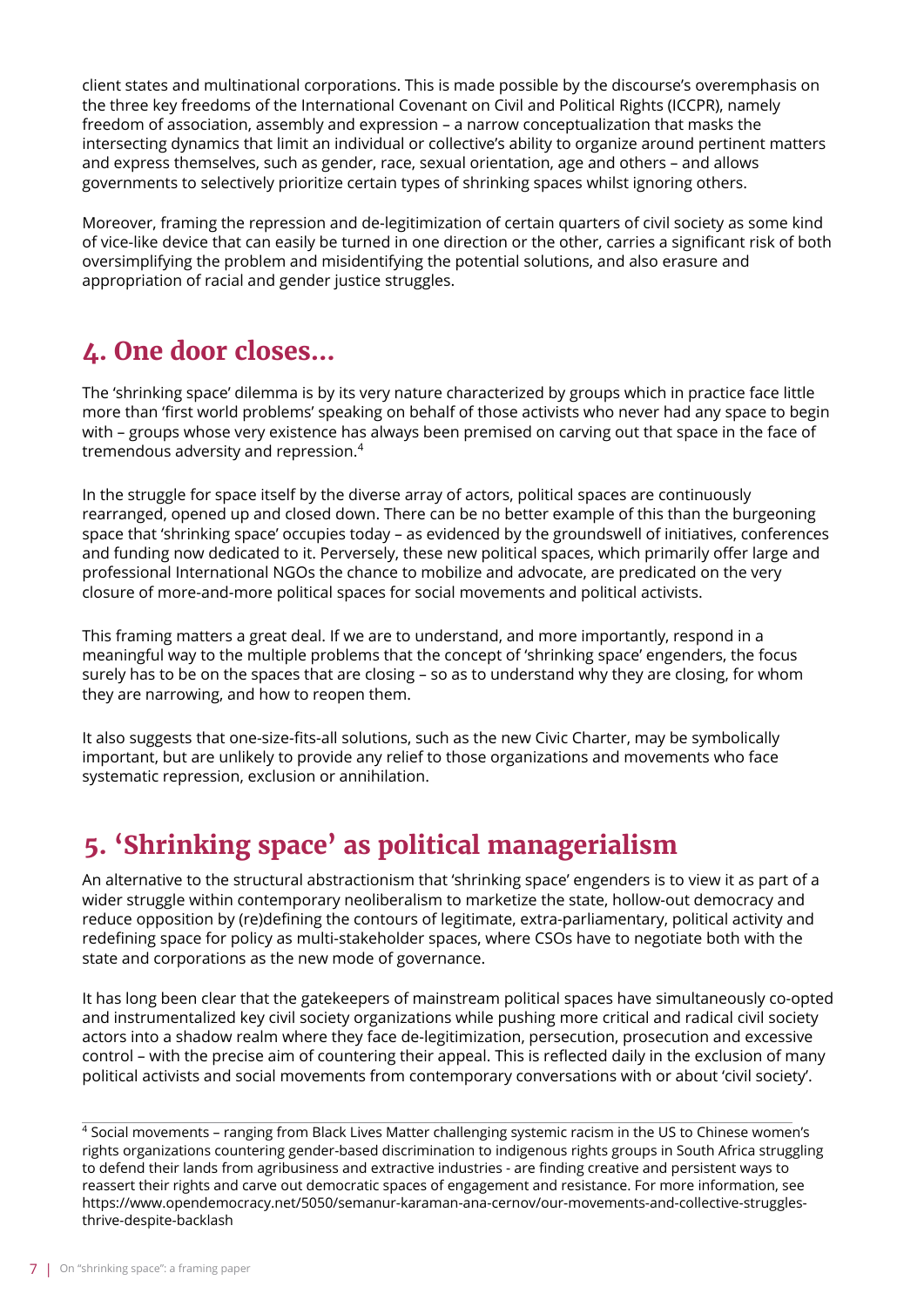client states and multinational corporations. This is made possible by the discourse's overemphasis on the three key freedoms of the International Covenant on Civil and Political Rights (ICCPR), namely freedom of association, assembly and expression – a narrow conceptualization that masks the intersecting dynamics that limit an individual or collective's ability to organize around pertinent matters and express themselves, such as gender, race, sexual orientation, age and others – and allows governments to selectively prioritize certain types of shrinking spaces whilst ignoring others.

Moreover, framing the repression and de-legitimization of certain quarters of civil society as some kind of vice-like device that can easily be turned in one direction or the other, carries a significant risk of both oversimplifying the problem and misidentifying the potential solutions, and also erasure and appropriation of racial and gender justice struggles.

## 4. One door closes...

The 'shrinking space' dilemma is by its very nature characterized by groups which in practice face little more than 'first world problems' speaking on behalf of those activists who never had any space to begin with – groups whose very existence has always been premised on carving out that space in the face of tremendous adversity and repression.[4]

In the struggle for space itself by the diverse array of actors, political spaces are continuously rearranged, opened up and closed down. There can be no better example of this than the burgeoning space that 'shrinking space' occupies today – as evidenced by the groundswell of initiatives, conferences and funding now dedicated to it. Perversely, these new political spaces, which primarily offer large and professional International NGOs the chance to mobilize and advocate, are predicated on the very closure of more-and-more political spaces for social movements and political activists.

This framing matters a great deal. If we are to understand, and more importantly, respond in a meaningful way to the multiple problems that the concept of 'shrinking space' engenders, the focus surely has to be on the spaces that are closing – so as to understand why they are closing, for whom they are narrowing, and how to reopen them.

It also suggests that one-size-fits-all solutions, such as the new Civic Charter, may be symbolically important, but are unlikely to provide any relief to those organizations and movements who face systematic repression, exclusion or annihilation.

## 5. 'Shrinking space' as political managerialism

An alternative to the structural abstractionism that 'shrinking space' engenders is to view it as part of a wider struggle within contemporary neoliberalism to marketize the state, hollow-out democracy and reduce opposition by (re)defining the contours of legitimate, extra-parliamentary, political activity and redefining space for policy as multi-stakeholder spaces, where CSOs have to negotiate both with the state and corporations as the new mode of governance.

It has long been clear that the gatekeepers of mainstream political spaces have simultaneously co-opted and instrumentalized key civil society organizations while pushing more critical and radical civil society actors into a shadow realm where they face de-legitimization, persecution, prosecution and excessive control – with the precise aim of countering their appeal. This is reflected daily in the exclusion of many political activists and social movements from contemporary conversations with or about 'civil society'.

---

[4] Social movements – ranging from Black Lives Matter challenging systemic racism in the US to Chinese women's rights organizations countering gender-based discrimination to indigenous rights groups in South Africa struggling to defend their lands from agribusiness and extractive industries - are finding creative and persistent ways to reassert their rights and carve out democratic spaces of engagement and resistance. For more information, see https://www.opendemocracy.net/5050/semanur-karaman-ana-cernov/our-movements-and-collective-struggles-thrive-despite-backlash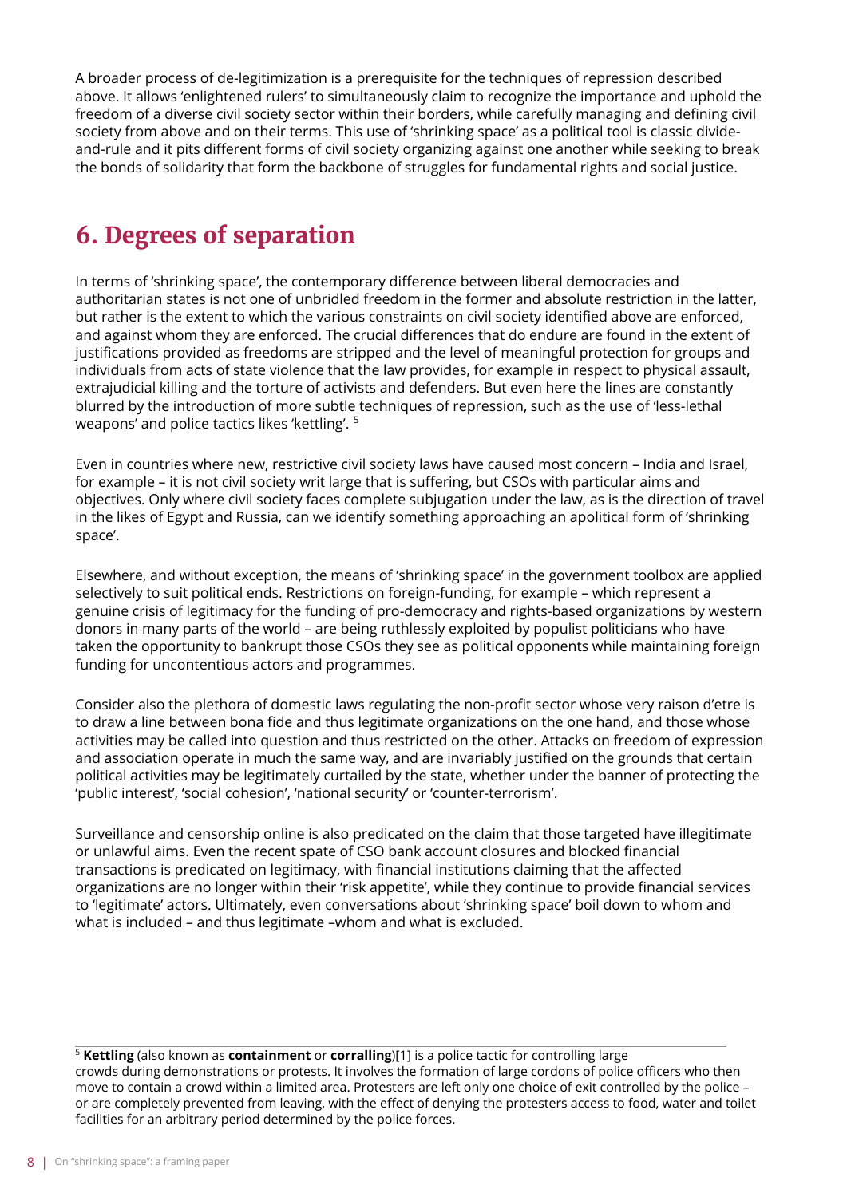A broader process of de-legitimization is a prerequisite for the techniques of repression described above. It allows 'enlightened rulers' to simultaneously claim to recognize the importance and uphold the freedom of a diverse civil society sector within their borders, while carefully managing and defining civil society from above and on their terms. This use of 'shrinking space' as a political tool is classic divide-and-rule and it pits different forms of civil society organizing against one another while seeking to break the bonds of solidarity that form the backbone of struggles for fundamental rights and social justice.

## 6. Degrees of separation

In terms of 'shrinking space', the contemporary difference between liberal democracies and authoritarian states is not one of unbridled freedom in the former and absolute restriction in the latter, but rather is the extent to which the various constraints on civil society identified above are enforced, and against whom they are enforced. The crucial differences that do endure are found in the extent of justifications provided as freedoms are stripped and the level of meaningful protection for groups and individuals from acts of state violence that the law provides, for example in respect to physical assault, extrajudicial killing and the torture of activists and defenders. But even here the lines are constantly blurred by the introduction of more subtle techniques of repression, such as the use of 'less-lethal weapons' and police tactics likes 'kettling'. [5]

Even in countries where new, restrictive civil society laws have caused most concern – India and Israel, for example – it is not civil society writ large that is suffering, but CSOs with particular aims and objectives. Only where civil society faces complete subjugation under the law, as is the direction of travel in the likes of Egypt and Russia, can we identify something approaching an apolitical form of 'shrinking space'.

Elsewhere, and without exception, the means of 'shrinking space' in the government toolbox are applied selectively to suit political ends. Restrictions on foreign-funding, for example – which represent a genuine crisis of legitimacy for the funding of pro-democracy and rights-based organizations by western donors in many parts of the world – are being ruthlessly exploited by populist politicians who have taken the opportunity to bankrupt those CSOs they see as political opponents while maintaining foreign funding for uncontentious actors and programmes.

Consider also the plethora of domestic laws regulating the non-profit sector whose very raison d'etre is to draw a line between bona fide and thus legitimate organizations on the one hand, and those whose activities may be called into question and thus restricted on the other. Attacks on freedom of expression and association operate in much the same way, and are invariably justified on the grounds that certain political activities may be legitimately curtailed by the state, whether under the banner of protecting the 'public interest', 'social cohesion', 'national security' or 'counter-terrorism'.

Surveillance and censorship online is also predicated on the claim that those targeted have illegitimate or unlawful aims. Even the recent spate of CSO bank account closures and blocked financial transactions is predicated on legitimacy, with financial institutions claiming that the affected organizations are no longer within their 'risk appetite', while they continue to provide financial services to 'legitimate' actors. Ultimately, even conversations about 'shrinking space' boil down to whom and what is included – and thus legitimate –whom and what is excluded.

---

[5] **Kettling** (also known as **containment** or **corralling**)[1] is a police tactic for controlling large crowds during demonstrations or protests. It involves the formation of large cordons of police officers who then move to contain a crowd within a limited area. Protesters are left only one choice of exit controlled by the police – or are completely prevented from leaving, with the effect of denying the protesters access to food, water and toilet facilities for an arbitrary period determined by the police forces.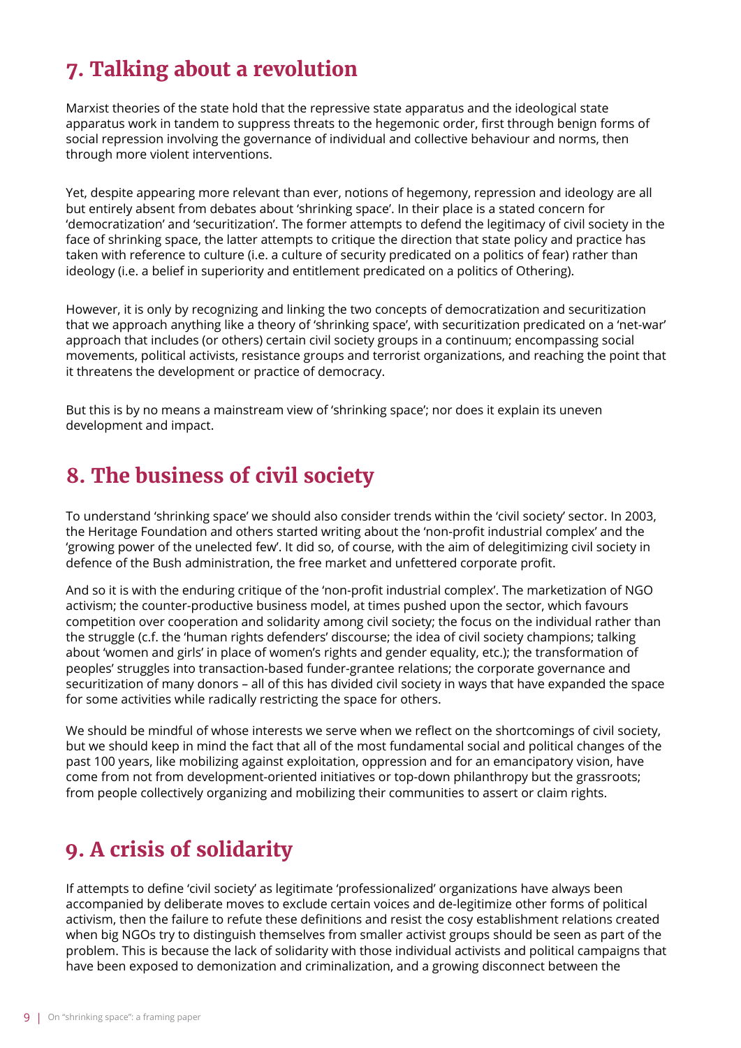## 7. Talking about a revolution

Marxist theories of the state hold that the repressive state apparatus and the ideological state apparatus work in tandem to suppress threats to the hegemonic order, first through benign forms of social repression involving the governance of individual and collective behaviour and norms, then through more violent interventions.

Yet, despite appearing more relevant than ever, notions of hegemony, repression and ideology are all but entirely absent from debates about 'shrinking space'. In their place is a stated concern for 'democratization' and 'securitization'. The former attempts to defend the legitimacy of civil society in the face of shrinking space, the latter attempts to critique the direction that state policy and practice has taken with reference to culture (i.e. a culture of security predicated on a politics of fear) rather than ideology (i.e. a belief in superiority and entitlement predicated on a politics of Othering).

However, it is only by recognizing and linking the two concepts of democratization and securitization that we approach anything like a theory of 'shrinking space', with securitization predicated on a 'net-war' approach that includes (or others) certain civil society groups in a continuum; encompassing social movements, political activists, resistance groups and terrorist organizations, and reaching the point that it threatens the development or practice of democracy.

But this is by no means a mainstream view of 'shrinking space'; nor does it explain its uneven development and impact.

## 8. The business of civil society

To understand 'shrinking space' we should also consider trends within the 'civil society' sector. In 2003, the Heritage Foundation and others started writing about the 'non-profit industrial complex' and the 'growing power of the unelected few'. It did so, of course, with the aim of delegitimizing civil society in defence of the Bush administration, the free market and unfettered corporate profit.

And so it is with the enduring critique of the 'non-profit industrial complex'. The marketization of NGO activism; the counter-productive business model, at times pushed upon the sector, which favours competition over cooperation and solidarity among civil society; the focus on the individual rather than the struggle (c.f. the 'human rights defenders' discourse; the idea of civil society champions; talking about 'women and girls' in place of women's rights and gender equality, etc.); the transformation of peoples' struggles into transaction-based funder-grantee relations; the corporate governance and securitization of many donors – all of this has divided civil society in ways that have expanded the space for some activities while radically restricting the space for others.

We should be mindful of whose interests we serve when we reflect on the shortcomings of civil society, but we should keep in mind the fact that all of the most fundamental social and political changes of the past 100 years, like mobilizing against exploitation, oppression and for an emancipatory vision, have come from not from development-oriented initiatives or top-down philanthropy but the grassroots; from people collectively organizing and mobilizing their communities to assert or claim rights.

## 9. A crisis of solidarity

If attempts to define 'civil society' as legitimate 'professionalized' organizations have always been accompanied by deliberate moves to exclude certain voices and de-legitimize other forms of political activism, then the failure to refute these definitions and resist the cosy establishment relations created when big NGOs try to distinguish themselves from smaller activist groups should be seen as part of the problem. This is because the lack of solidarity with those individual activists and political campaigns that have been exposed to demonization and criminalization, and a growing disconnect between the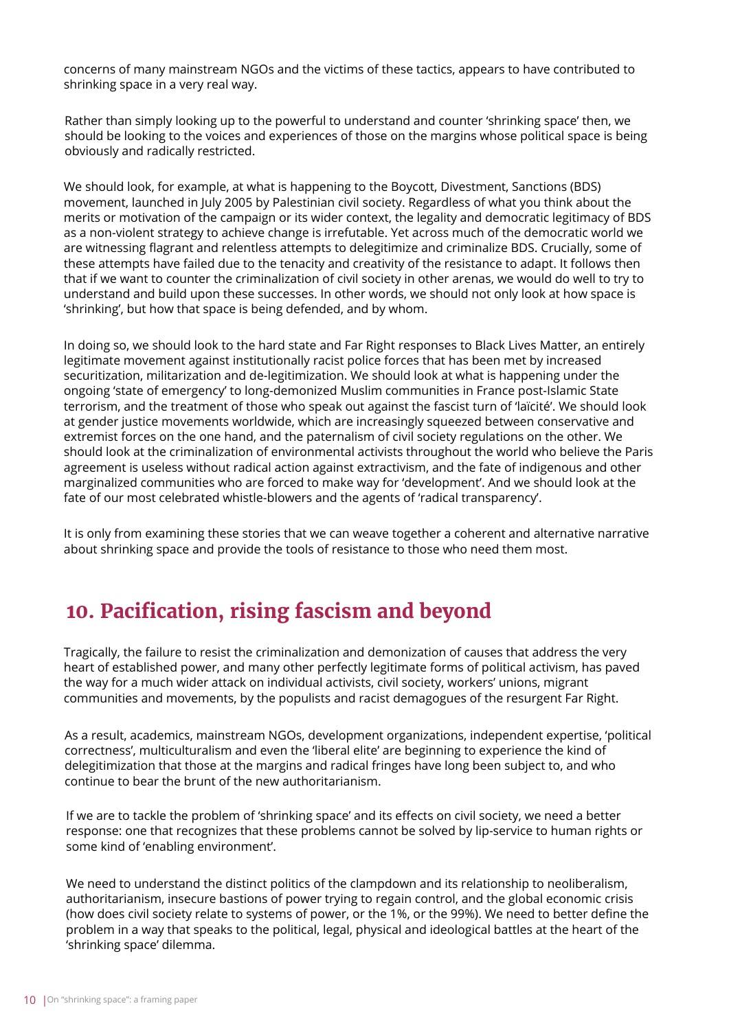concerns of many mainstream NGOs and the victims of these tactics, appears to have contributed to shrinking space in a very real way.

Rather than simply looking up to the powerful to understand and counter 'shrinking space' then, we should be looking to the voices and experiences of those on the margins whose political space is being obviously and radically restricted.

We should look, for example, at what is happening to the Boycott, Divestment, Sanctions (BDS) movement, launched in July 2005 by Palestinian civil society. Regardless of what you think about the merits or motivation of the campaign or its wider context, the legality and democratic legitimacy of BDS as a non-violent strategy to achieve change is irrefutable. Yet across much of the democratic world we are witnessing flagrant and relentless attempts to delegitimize and criminalize BDS. Crucially, some of these attempts have failed due to the tenacity and creativity of the resistance to adapt. It follows then that if we want to counter the criminalization of civil society in other arenas, we would do well to try to understand and build upon these successes. In other words, we should not only look at how space is 'shrinking', but how that space is being defended, and by whom.

In doing so, we should look to the hard state and Far Right responses to Black Lives Matter, an entirely legitimate movement against institutionally racist police forces that has been met by increased securitization, militarization and de-legitimization. We should look at what is happening under the ongoing 'state of emergency' to long-demonized Muslim communities in France post-Islamic State terrorism, and the treatment of those who speak out against the fascist turn of 'laïcité'. We should look at gender justice movements worldwide, which are increasingly squeezed between conservative and extremist forces on the one hand, and the paternalism of civil society regulations on the other. We should look at the criminalization of environmental activists throughout the world who believe the Paris agreement is useless without radical action against extractivism, and the fate of indigenous and other marginalized communities who are forced to make way for 'development'. And we should look at the fate of our most celebrated whistle-blowers and the agents of 'radical transparency'.

It is only from examining these stories that we can weave together a coherent and alternative narrative about shrinking space and provide the tools of resistance to those who need them most.

## 10. Pacification, rising fascism and beyond

Tragically, the failure to resist the criminalization and demonization of causes that address the very heart of established power, and many other perfectly legitimate forms of political activism, has paved the way for a much wider attack on individual activists, civil society, workers' unions, migrant communities and movements, by the populists and racist demagogues of the resurgent Far Right.

As a result, academics, mainstream NGOs, development organizations, independent expertise, 'political correctness', multiculturalism and even the 'liberal elite' are beginning to experience the kind of delegitimization that those at the margins and radical fringes have long been subject to, and who continue to bear the brunt of the new authoritarianism.

If we are to tackle the problem of 'shrinking space' and its effects on civil society, we need a better response: one that recognizes that these problems cannot be solved by lip-service to human rights or some kind of 'enabling environment'.

We need to understand the distinct politics of the clampdown and its relationship to neoliberalism, authoritarianism, insecure bastions of power trying to regain control, and the global economic crisis (how does civil society relate to systems of power, or the 1%, or the 99%). We need to better define the problem in a way that speaks to the political, legal, physical and ideological battles at the heart of the 'shrinking space' dilemma.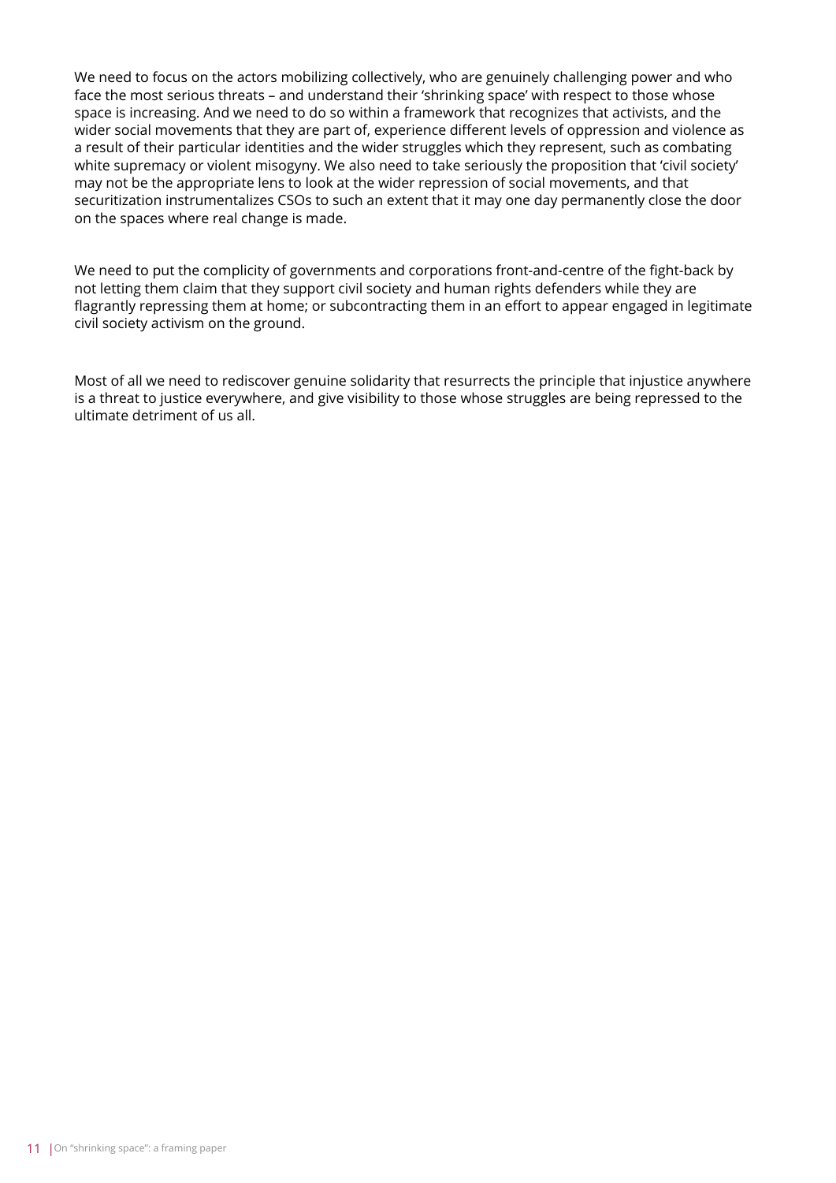We need to focus on the actors mobilizing collectively, who are genuinely challenging power and who face the most serious threats – and understand their 'shrinking space' with respect to those whose space is increasing. And we need to do so within a framework that recognizes that activists, and the wider social movements that they are part of, experience different levels of oppression and violence as a result of their particular identities and the wider struggles which they represent, such as combating white supremacy or violent misogyny. We also need to take seriously the proposition that 'civil society' may not be the appropriate lens to look at the wider repression of social movements, and that securitization instrumentalizes CSOs to such an extent that it may one day permanently close the door on the spaces where real change is made.

We need to put the complicity of governments and corporations front-and-centre of the fight-back by not letting them claim that they support civil society and human rights defenders while they are flagrantly repressing them at home; or subcontracting them in an effort to appear engaged in legitimate civil society activism on the ground.

Most of all we need to rediscover genuine solidarity that resurrects the principle that injustice anywhere is a threat to justice everywhere, and give visibility to those whose struggles are being repressed to the ultimate detriment of us all.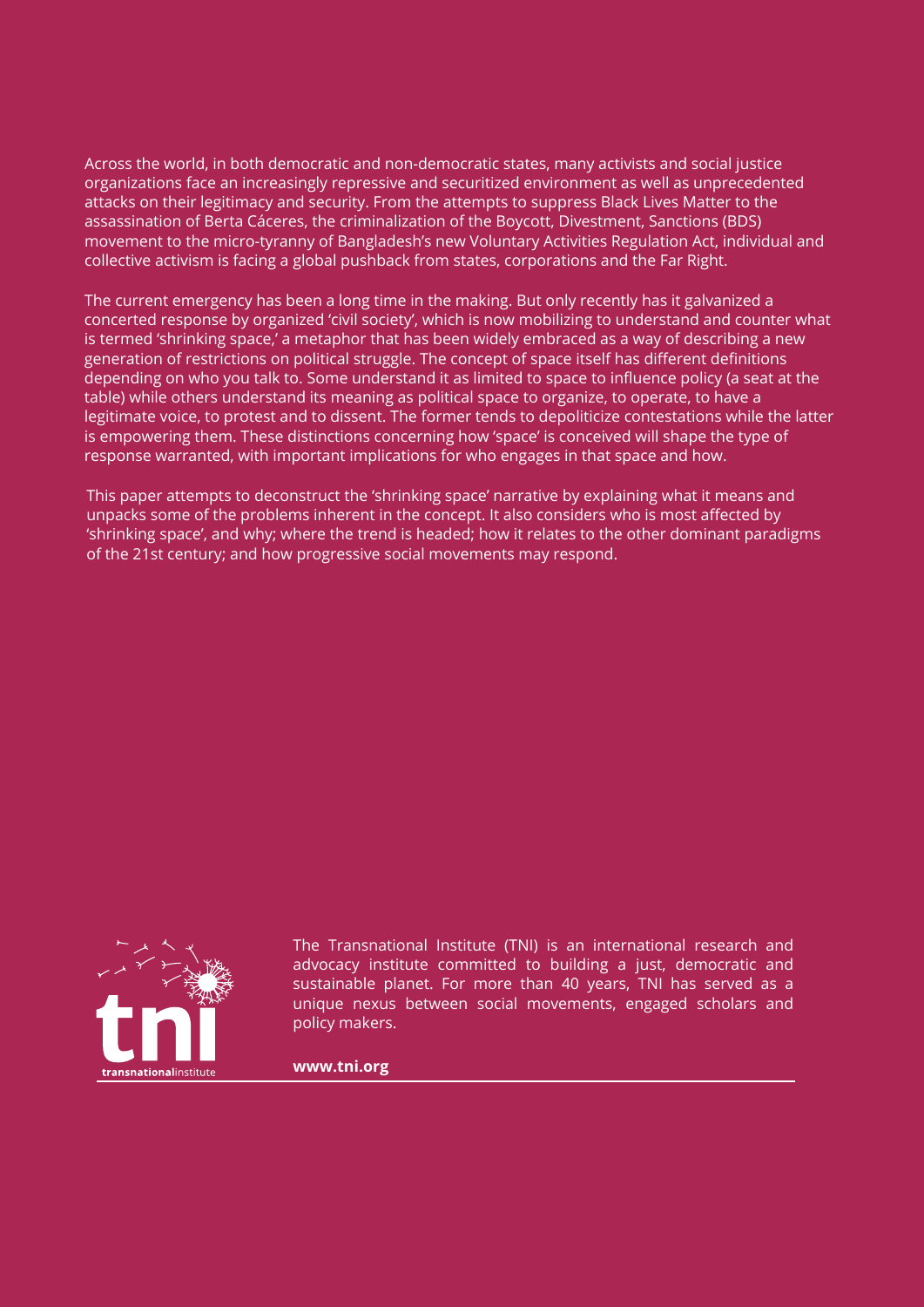Across the world, in both democratic and non-democratic states, many activists and social justice organizations face an increasingly repressive and securitized environment as well as unprecedented attacks on their legitimacy and security. From the attempts to suppress Black Lives Matter to the assassination of Berta Cáceres, the criminalization of the Boycott, Divestment, Sanctions (BDS) movement to the micro-tyranny of Bangladesh's new Voluntary Activities Regulation Act, individual and collective activism is facing a global pushback from states, corporations and the Far Right.

The current emergency has been a long time in the making. But only recently has it galvanized a concerted response by organized 'civil society', which is now mobilizing to understand and counter what is termed 'shrinking space,' a metaphor that has been widely embraced as a way of describing a new generation of restrictions on political struggle. The concept of space itself has different definitions depending on who you talk to. Some understand it as limited to space to influence policy (a seat at the table) while others understand its meaning as political space to organize, to operate, to have a legitimate voice, to protest and to dissent. The former tends to depoliticize contestations while the latter is empowering them. These distinctions concerning how 'space' is conceived will shape the type of response warranted, with important implications for who engages in that space and how.

This paper attempts to deconstruct the 'shrinking space' narrative by explaining what it means and unpacks some of the problems inherent in the concept. It also considers who is most affected by 'shrinking space', and why; where the trend is headed; how it relates to the other dominant paradigms of the 21st century; and how progressive social movements may respond.

tni
transnationalinstitute

The Transnational Institute (TNI) is an international research and advocacy institute committed to building a just, democratic and sustainable planet. For more than 40 years, TNI has served as a unique nexus between social movements, engaged scholars and policy makers.

**www.tni.org**